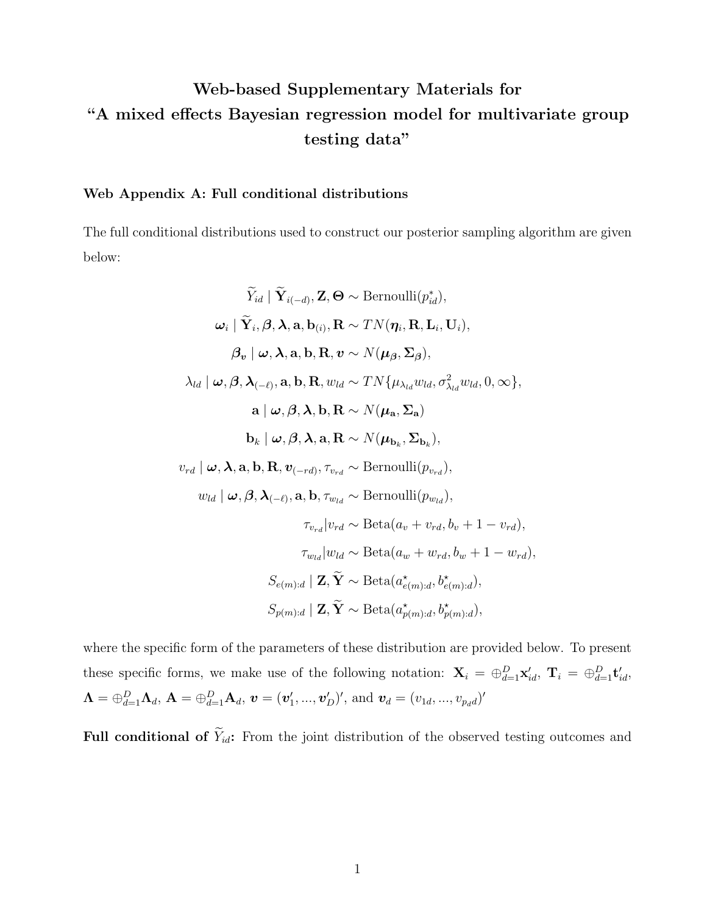# Web-based Supplementary Materials for "A mixed effects Bayesian regression model for multivariate group testing data"

### Web Appendix A: Full conditional distributions

The full conditional distributions used to construct our posterior sampling algorithm are given below:

$$
\begin{aligned}
\widetilde{Y}_{id} \mid \widetilde{\mathbf{Y}}_{i(-d)}, \mathbf{Z}, \boldsymbol{\Theta} &\sim \text{Bernoulli}(p^{*}_{id}),\\
\boldsymbol{\omega}_i \mid \widetilde{\mathbf{Y}}_i, \boldsymbol{\beta}, \boldsymbol{\lambda}, \mathbf{a}, \mathbf{b}_{(i)}, \mathbf{R} &\sim TN(\boldsymbol{\eta}_i, \mathbf{R}, \mathbf{L}_i, \mathbf{U}_i),\\
\boldsymbol{\beta}_{\boldsymbol{v}} \mid \boldsymbol{\omega}, \boldsymbol{\lambda}, \mathbf{a}, \mathbf{b}, \mathbf{R}, \boldsymbol{v} &\sim N(\boldsymbol{\mu}_{\boldsymbol{\beta}}, \boldsymbol{\Sigma}_{\boldsymbol{\beta}}),\\
\lambda_{ld} \mid \boldsymbol{\omega}, \boldsymbol{\beta}, \boldsymbol{\lambda}_{(-\ell)}, \mathbf{a}, \mathbf{b}, \mathbf{R}, w_{ld} &\sim TN\{\mu_{\lambda_{ld}} w_{ld}, \sigma^2_{\lambda_{ld}} w_{ld}, 0, \infty\},\\
\mathbf{a} \mid \boldsymbol{\omega}, \boldsymbol{\beta}, \boldsymbol{\lambda}, \mathbf{b}, \mathbf{R} &\sim N(\boldsymbol{\mu}_{\mathbf{a}}, \boldsymbol{\Sigma}_{\mathbf{a}})\\
\mathbf{b}_k \mid \boldsymbol{\omega}, \boldsymbol{\beta}, \boldsymbol{\lambda}, \mathbf{a}, \mathbf{R} &\sim N(\boldsymbol{\mu}_{\mathbf{b}_k}, \boldsymbol{\Sigma}_{\mathbf{b}_k}),\\
v_{rd} \mid \boldsymbol{\omega}, \boldsymbol{\lambda}, \mathbf{a}, \mathbf{b}, \mathbf{R}, \boldsymbol{v}_{(-rd)}, \tau_{v_{rd}} &\sim \text{Bernoulli}(p_{v_{rd}}),\\
w_{ld} \mid \boldsymbol{\omega}, \boldsymbol{\beta}, \boldsymbol{\lambda}_{(-\ell)}, \mathbf{a}, \mathbf{b}, \tau_{w_{ld}} &\sim \text{Bernoulli}(p_{w_{ld}}),\\
\tau_{v_{rd}} | v_{rd} &\sim \text{Beta}(a_v + v_{rd}, b_v + 1 - v_{rd}),\\
\tau_{w_{ld}} | w_{ld} &\sim \text{Beta}(a_w + w_{rd}, b_w + 1 - w_{rd}),\\
S_{e(m):d} \mid \mathbf{Z}, \widetilde{\mathbf{Y}} &\sim \text{Beta}(a^{\star}_{e(m):d}, b^{\star}_{e(m):d}),\\
S_{p(m):d} \mid \mathbf{Z}, \widetilde{\mathbf{Y}} &\sim \text{Beta}(a^{\star}_{p(m):d}, b^{\star}_{p(m):d}),
\end{aligned}
$$

where the specific form of the parameters of these distribution are provided below. To present these specific forms, we make use of the following notation: $\mathbf{X}_i = \oplus_{d=1}^{D} \mathbf{x}'_{id}$, $\mathbf{T}_i = \oplus_{d=1}^{D} \mathbf{t}'_{id}$, $\boldsymbol{\Lambda} = \oplus_{d=1}^{D} \boldsymbol{\Lambda}_d$, $\mathbf{A} = \oplus_{d=1}^{D} \mathbf{A}_d$, $\boldsymbol{v} = (\boldsymbol{v}'_1, ..., \boldsymbol{v}'_D)'$, and $\boldsymbol{v}_d = (v_{1d}, ..., v_{p_d d})'$

**Full conditional of $\widetilde{Y}_{id}$:** From the joint distribution of the observed testing outcomes and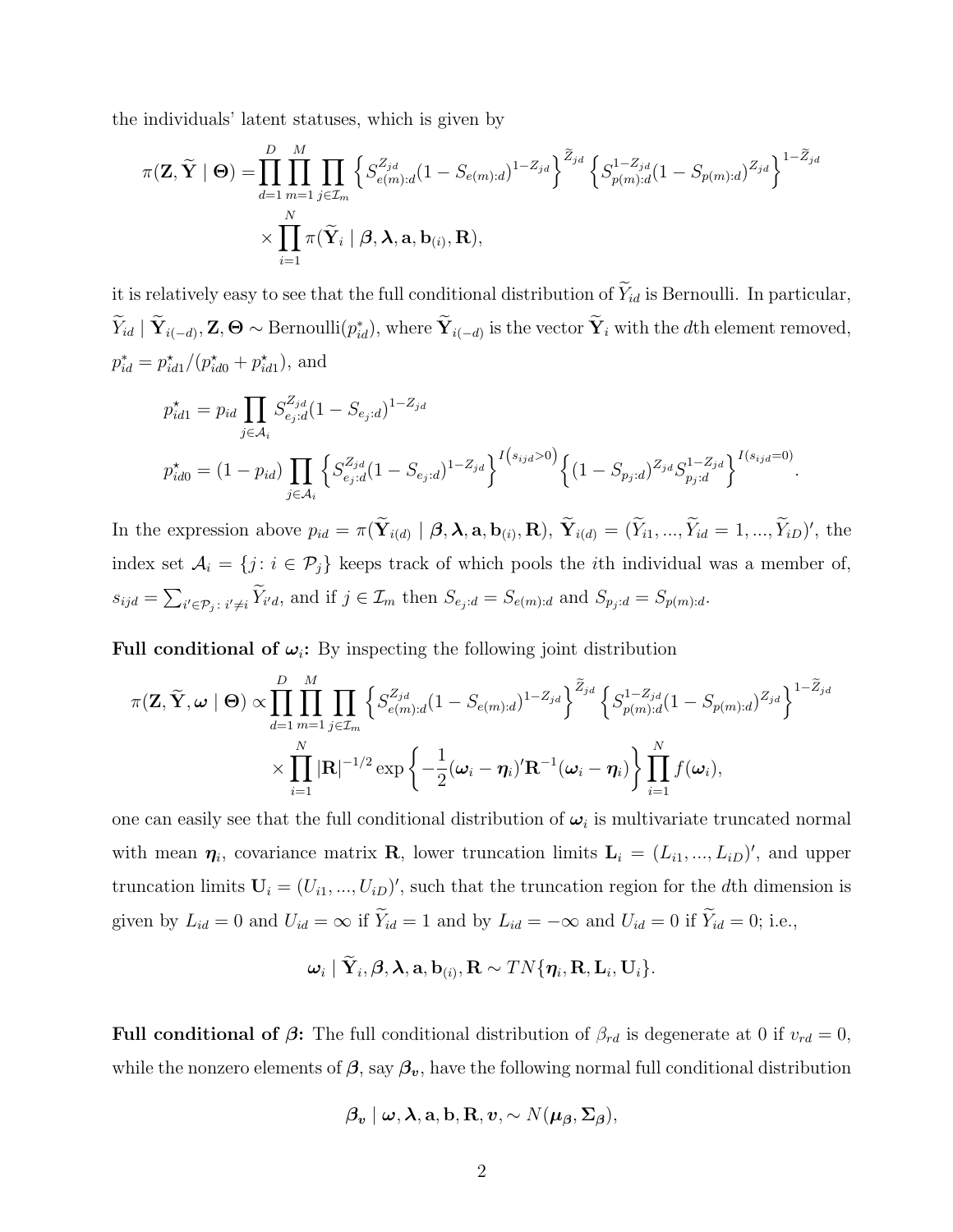the individuals' latent statuses, which is given by

$$
\begin{aligned}
\pi(\mathbf{Z}, \widetilde{\mathbf{Y}} \mid \boldsymbol{\Theta}) = & \prod_{d=1}^{D} \prod_{m=1}^{M} \prod_{j \in \mathcal{I}_m} \left\{ S_{e(m):d}^{Z_{jd}} (1 - S_{e(m):d})^{1 - Z_{jd}} \right\}^{\widetilde{Z}_{jd}} \left\{ S_{p(m):d}^{1 - Z_{jd}} (1 - S_{p(m):d})^{Z_{jd}} \right\}^{1 - \widetilde{Z}_{jd}} \\
& \times \prod_{i=1}^{N} \pi(\widetilde{\mathbf{Y}}_i \mid \boldsymbol{\beta}, \boldsymbol{\lambda}, \mathbf{a}, \mathbf{b}_{(i)}, \mathbf{R}),
\end{aligned}
$$

it is relatively easy to see that the full conditional distribution of $\widetilde{Y}_{id}$ is Bernoulli. In particular, $\widetilde{Y}_{id} \mid \widetilde{\mathbf{Y}}_{i(-d)}, \mathbf{Z}, \boldsymbol{\Theta} \sim \text{Bernoulli}(p_{id}^{*})$, where $\widetilde{\mathbf{Y}}_{i(-d)}$ is the vector $\widetilde{\mathbf{Y}}_i$ with the $d$th element removed, $p_{id}^{*} = p_{id1}^{\star}/(p_{id0}^{\star} + p_{id1}^{\star})$, and

$$
\begin{aligned}
p_{id1}^{\star} &= p_{id} \prod_{j \in \mathcal{A}_i} S_{e_j:d}^{Z_{jd}} (1 - S_{e_j:d})^{1 - Z_{jd}} \\
p_{id0}^{\star} &= (1 - p_{id}) \prod_{j \in \mathcal{A}_i} \left\{ S_{e_j:d}^{Z_{jd}} (1 - S_{e_j:d})^{1 - Z_{jd}} \right\}^{I\left(s_{ijd} > 0\right)} \left\{ (1 - S_{p_j:d})^{Z_{jd}} S_{p_j:d}^{1 - Z_{jd}} \right\}^{I(s_{ijd} = 0)}.
\end{aligned}
$$

In the expression above $p_{id} = \pi(\widetilde{\mathbf{Y}}_{i(d)} \mid \boldsymbol{\beta}, \boldsymbol{\lambda}, \mathbf{a}, \mathbf{b}_{(i)}, \mathbf{R})$, $\widetilde{\mathbf{Y}}_{i(d)} = (\widetilde{Y}_{i1}, ..., \widetilde{Y}_{id} = 1, ..., \widetilde{Y}_{iD})'$, the index set $\mathcal{A}_i = \{j : i \in \mathcal{P}_j\}$ keeps track of which pools the $i$th individual was a member of, $s_{ijd} = \sum_{i' \in \mathcal{P}_j :\, i' \neq i} \widetilde{Y}_{i'd}$, and if $j \in \mathcal{I}_m$ then $S_{e_j:d} = S_{e(m):d}$ and $S_{p_j:d} = S_{p(m):d}$.

**Full conditional of $\boldsymbol{\omega}_i$:** By inspecting the following joint distribution

$$
\begin{aligned}
\pi(\mathbf{Z}, \widetilde{\mathbf{Y}}, \boldsymbol{\omega} \mid \boldsymbol{\Theta}) \propto & \prod_{d=1}^{D} \prod_{m=1}^{M} \prod_{j \in \mathcal{I}_m} \left\{ S_{e(m):d}^{Z_{jd}} (1 - S_{e(m):d})^{1 - Z_{jd}} \right\}^{\widetilde{Z}_{jd}} \left\{ S_{p(m):d}^{1 - Z_{jd}} (1 - S_{p(m):d})^{Z_{jd}} \right\}^{1 - \widetilde{Z}_{jd}} \\
& \times \prod_{i=1}^{N} |\mathbf{R}|^{-1/2} \exp\left\{ -\frac{1}{2} (\boldsymbol{\omega}_i - \boldsymbol{\eta}_i)' \mathbf{R}^{-1} (\boldsymbol{\omega}_i - \boldsymbol{\eta}_i) \right\} \prod_{i=1}^{N} f(\boldsymbol{\omega}_i),
\end{aligned}
$$

one can easily see that the full conditional distribution of $\boldsymbol{\omega}_i$ is multivariate truncated normal with mean $\boldsymbol{\eta}_i$, covariance matrix $\mathbf{R}$, lower truncation limits $\mathbf{L}_i = (L_{i1}, ..., L_{iD})'$, and upper truncation limits $\mathbf{U}_i = (U_{i1}, ..., U_{iD})'$, such that the truncation region for the $d$th dimension is given by $L_{id} = 0$ and $U_{id} = \infty$ if $\widetilde{Y}_{id} = 1$ and by $L_{id} = -\infty$ and $U_{id} = 0$ if $\widetilde{Y}_{id} = 0$; i.e.,

$$
\boldsymbol{\omega}_i \mid \widetilde{\mathbf{Y}}_i, \boldsymbol{\beta}, \boldsymbol{\lambda}, \mathbf{a}, \mathbf{b}_{(i)}, \mathbf{R} \sim TN\{\boldsymbol{\eta}_i, \mathbf{R}, \mathbf{L}_i, \mathbf{U}_i\}.
$$

**Full conditional of $\boldsymbol{\beta}$:** The full conditional distribution of $\beta_{rd}$ is degenerate at 0 if $v_{rd} = 0$, while the nonzero elements of $\boldsymbol{\beta}$, say $\boldsymbol{\beta}_{\boldsymbol{v}}$, have the following normal full conditional distribution

$$
\boldsymbol{\beta}_{\boldsymbol{v}} \mid \boldsymbol{\omega}, \boldsymbol{\lambda}, \mathbf{a}, \mathbf{b}, \mathbf{R}, \boldsymbol{v}, \sim N(\boldsymbol{\mu}_{\boldsymbol{\beta}}, \boldsymbol{\Sigma}_{\boldsymbol{\beta}}),
$$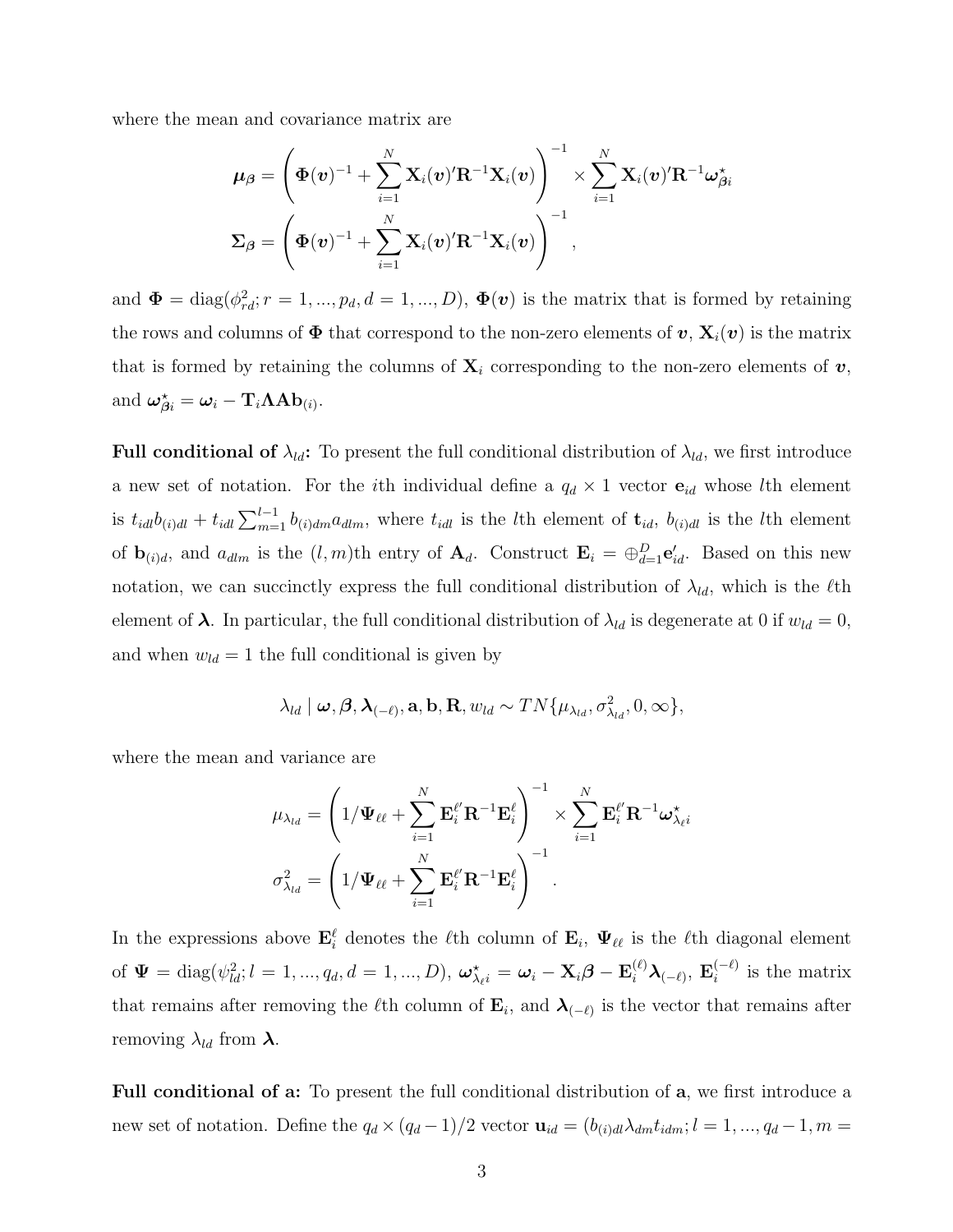where the mean and covariance matrix are

$$
\boldsymbol{\mu}_{\boldsymbol{\beta}} = \left( \boldsymbol{\Phi}(\boldsymbol{v})^{-1} + \sum_{i=1}^{N} \mathbf{X}_i(\boldsymbol{v})' \mathbf{R}^{-1} \mathbf{X}_i(\boldsymbol{v}) \right)^{-1} \times \sum_{i=1}^{N} \mathbf{X}_i(\boldsymbol{v})' \mathbf{R}^{-1} \boldsymbol{\omega}^{\star}_{\boldsymbol{\beta} i}
$$

$$
\boldsymbol{\Sigma}_{\boldsymbol{\beta}} = \left( \boldsymbol{\Phi}(\boldsymbol{v})^{-1} + \sum_{i=1}^{N} \mathbf{X}_i(\boldsymbol{v})' \mathbf{R}^{-1} \mathbf{X}_i(\boldsymbol{v}) \right)^{-1},
$$

and $\boldsymbol{\Phi} = \text{diag}(\phi^2_{rd}; r = 1, ..., p_d, d = 1, ..., D)$, $\boldsymbol{\Phi}(\boldsymbol{v})$ is the matrix that is formed by retaining the rows and columns of $\boldsymbol{\Phi}$ that correspond to the non-zero elements of $\boldsymbol{v}$, $\mathbf{X}_i(\boldsymbol{v})$ is the matrix that is formed by retaining the columns of $\mathbf{X}_i$ corresponding to the non-zero elements of $\boldsymbol{v}$, and $\boldsymbol{\omega}^{\star}_{\boldsymbol{\beta} i} = \boldsymbol{\omega}_i - \mathbf{T}_i \boldsymbol{\Lambda} \mathbf{A} \mathbf{b}_{(i)}$.

**Full conditional of $\lambda_{ld}$:** To present the full conditional distribution of $\lambda_{ld}$, we first introduce a new set of notation. For the $i$th individual define a $q_d \times 1$ vector $\mathbf{e}_{id}$ whose $l$th element is $t_{idl} b_{(i)dl} + t_{idl} \sum_{m=1}^{l-1} b_{(i)dm} a_{dlm}$, where $t_{idl}$ is the $l$th element of $\mathbf{t}_{id}$, $b_{(i)dl}$ is the $l$th element of $\mathbf{b}_{(i)d}$, and $a_{dlm}$ is the $(l, m)$th entry of $\mathbf{A}_d$. Construct $\mathbf{E}_i = \oplus_{d=1}^{D} \mathbf{e}'_{id}$. Based on this new notation, we can succinctly express the full conditional distribution of $\lambda_{ld}$, which is the $\ell$th element of $\boldsymbol{\lambda}$. In particular, the full conditional distribution of $\lambda_{ld}$ is degenerate at 0 if $w_{ld} = 0$, and when $w_{ld} = 1$ the full conditional is given by

$$
\lambda_{ld} \mid \boldsymbol{\omega}, \boldsymbol{\beta}, \boldsymbol{\lambda}_{(-\ell)}, \mathbf{a}, \mathbf{b}, \mathbf{R}, w_{ld} \sim TN\{\mu_{\lambda_{ld}}, \sigma^2_{\lambda_{ld}}, 0, \infty\},
$$

where the mean and variance are

$$
\mu_{\lambda_{ld}} = \left( 1/\boldsymbol{\Psi}_{\ell\ell} + \sum_{i=1}^{N} \mathbf{E}_i^{\ell\prime} \mathbf{R}^{-1} \mathbf{E}_i^{\ell} \right)^{-1} \times \sum_{i=1}^{N} \mathbf{E}_i^{\ell\prime} \mathbf{R}^{-1} \boldsymbol{\omega}^{\star}_{\lambda_\ell i}
$$

$$
\sigma^2_{\lambda_{ld}} = \left( 1/\boldsymbol{\Psi}_{\ell\ell} + \sum_{i=1}^{N} \mathbf{E}_i^{\ell\prime} \mathbf{R}^{-1} \mathbf{E}_i^{\ell} \right)^{-1}.
$$

In the expressions above $\mathbf{E}_i^{\ell}$ denotes the $\ell$th column of $\mathbf{E}_i$, $\boldsymbol{\Psi}_{\ell\ell}$ is the $\ell$th diagonal element of $\boldsymbol{\Psi} = \text{diag}(\psi^2_{ld}; l = 1, ..., q_d, d = 1, ..., D)$, $\boldsymbol{\omega}^{\star}_{\lambda_\ell i} = \boldsymbol{\omega}_i - \mathbf{X}_i \boldsymbol{\beta} - \mathbf{E}_i^{(\ell)} \boldsymbol{\lambda}_{(-\ell)}$, $\mathbf{E}_i^{(-\ell)}$ is the matrix that remains after removing the $\ell$th column of $\mathbf{E}_i$, and $\boldsymbol{\lambda}_{(-\ell)}$ is the vector that remains after removing $\lambda_{ld}$ from $\boldsymbol{\lambda}$.

**Full conditional of a:** To present the full conditional distribution of $\mathbf{a}$, we first introduce a new set of notation. Define the $q_d \times (q_d - 1)/2$ vector $\mathbf{u}_{id} = (b_{(i)dl} \lambda_{dm} t_{idm}; l = 1, ..., q_d - 1, m =$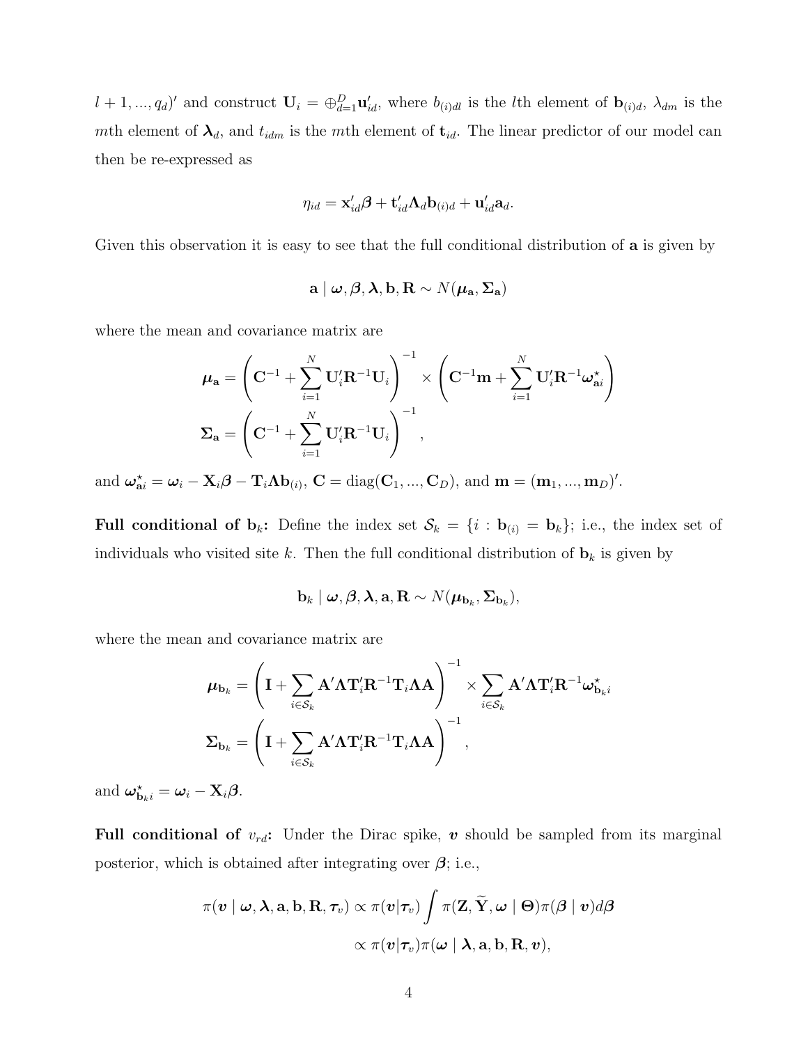$l+1,...,q_d)'$ and construct $\mathbf{U}_i = \oplus_{d=1}^{D} \mathbf{u}_{id}'$, where $b_{(i)dl}$ is the $l$th element of $\mathbf{b}_{(i)d}$, $\lambda_{dm}$ is the $m$th element of $\boldsymbol{\lambda}_d$, and $t_{idm}$ is the $m$th element of $\mathbf{t}_{id}$. The linear predictor of our model can then be re-expressed as

$$\eta_{id} = \mathbf{x}_{id}'\boldsymbol{\beta} + \mathbf{t}_{id}'\boldsymbol{\Lambda}_d \mathbf{b}_{(i)d} + \mathbf{u}_{id}'\mathbf{a}_d.$$

Given this observation it is easy to see that the full conditional distribution of $\mathbf{a}$ is given by

$$\mathbf{a} \mid \boldsymbol{\omega}, \boldsymbol{\beta}, \boldsymbol{\lambda}, \mathbf{b}, \mathbf{R} \sim N(\boldsymbol{\mu}_{\mathbf{a}}, \boldsymbol{\Sigma}_{\mathbf{a}})$$

where the mean and covariance matrix are

$$\boldsymbol{\mu}_{\mathbf{a}} = \left(\mathbf{C}^{-1} + \sum_{i=1}^{N} \mathbf{U}_i'\mathbf{R}^{-1}\mathbf{U}_i\right)^{-1} \times \left(\mathbf{C}^{-1}\mathbf{m} + \sum_{i=1}^{N} \mathbf{U}_i'\mathbf{R}^{-1}\boldsymbol{\omega}_{\mathbf{a}i}^{\star}\right)$$
$$\boldsymbol{\Sigma}_{\mathbf{a}} = \left(\mathbf{C}^{-1} + \sum_{i=1}^{N} \mathbf{U}_i'\mathbf{R}^{-1}\mathbf{U}_i\right)^{-1},$$

and $\boldsymbol{\omega}_{\mathbf{a}i}^{\star} = \boldsymbol{\omega}_i - \mathbf{X}_i\boldsymbol{\beta} - \mathbf{T}_i\boldsymbol{\Lambda}\mathbf{b}_{(i)}$, $\mathbf{C} = \text{diag}(\mathbf{C}_1, ..., \mathbf{C}_D)$, and $\mathbf{m} = (\mathbf{m}_1, ..., \mathbf{m}_D)'$.

**Full conditional of $\mathbf{b}_k$:** Define the index set $\mathcal{S}_k = \{i : \mathbf{b}_{(i)} = \mathbf{b}_k\}$; i.e., the index set of individuals who visited site $k$. Then the full conditional distribution of $\mathbf{b}_k$ is given by

$$\mathbf{b}_k \mid \boldsymbol{\omega}, \boldsymbol{\beta}, \boldsymbol{\lambda}, \mathbf{a}, \mathbf{R} \sim N(\boldsymbol{\mu}_{\mathbf{b}_k}, \boldsymbol{\Sigma}_{\mathbf{b}_k}),$$

where the mean and covariance matrix are

$$\boldsymbol{\mu}_{\mathbf{b}_k} = \left(\mathbf{I} + \sum_{i \in \mathcal{S}_k} \mathbf{A}'\boldsymbol{\Lambda}\mathbf{T}_i'\mathbf{R}^{-1}\mathbf{T}_i\boldsymbol{\Lambda}\mathbf{A}\right)^{-1} \times \sum_{i \in \mathcal{S}_k} \mathbf{A}'\boldsymbol{\Lambda}\mathbf{T}_i'\mathbf{R}^{-1}\boldsymbol{\omega}_{\mathbf{b}_k i}^{\star}$$
$$\boldsymbol{\Sigma}_{\mathbf{b}_k} = \left(\mathbf{I} + \sum_{i \in \mathcal{S}_k} \mathbf{A}'\boldsymbol{\Lambda}\mathbf{T}_i'\mathbf{R}^{-1}\mathbf{T}_i\boldsymbol{\Lambda}\mathbf{A}\right)^{-1},$$

and $\boldsymbol{\omega}_{\mathbf{b}_k i}^{\star} = \boldsymbol{\omega}_i - \mathbf{X}_i\boldsymbol{\beta}$.

**Full conditional of $v_{rd}$:** Under the Dirac spike, $\boldsymbol{v}$ should be sampled from its marginal posterior, which is obtained after integrating over $\boldsymbol{\beta}$; i.e.,

$$\pi(\boldsymbol{v} \mid \boldsymbol{\omega}, \boldsymbol{\lambda}, \mathbf{a}, \mathbf{b}, \mathbf{R}, \boldsymbol{\tau}_v) \propto \pi(\boldsymbol{v}|\boldsymbol{\tau}_v) \int \pi(\mathbf{Z}, \widetilde{\mathbf{Y}}, \boldsymbol{\omega} \mid \boldsymbol{\Theta})\pi(\boldsymbol{\beta} \mid \boldsymbol{v})d\boldsymbol{\beta}$$
$$\propto \pi(\boldsymbol{v}|\boldsymbol{\tau}_v)\pi(\boldsymbol{\omega} \mid \boldsymbol{\lambda}, \mathbf{a}, \mathbf{b}, \mathbf{R}, \boldsymbol{v}),$$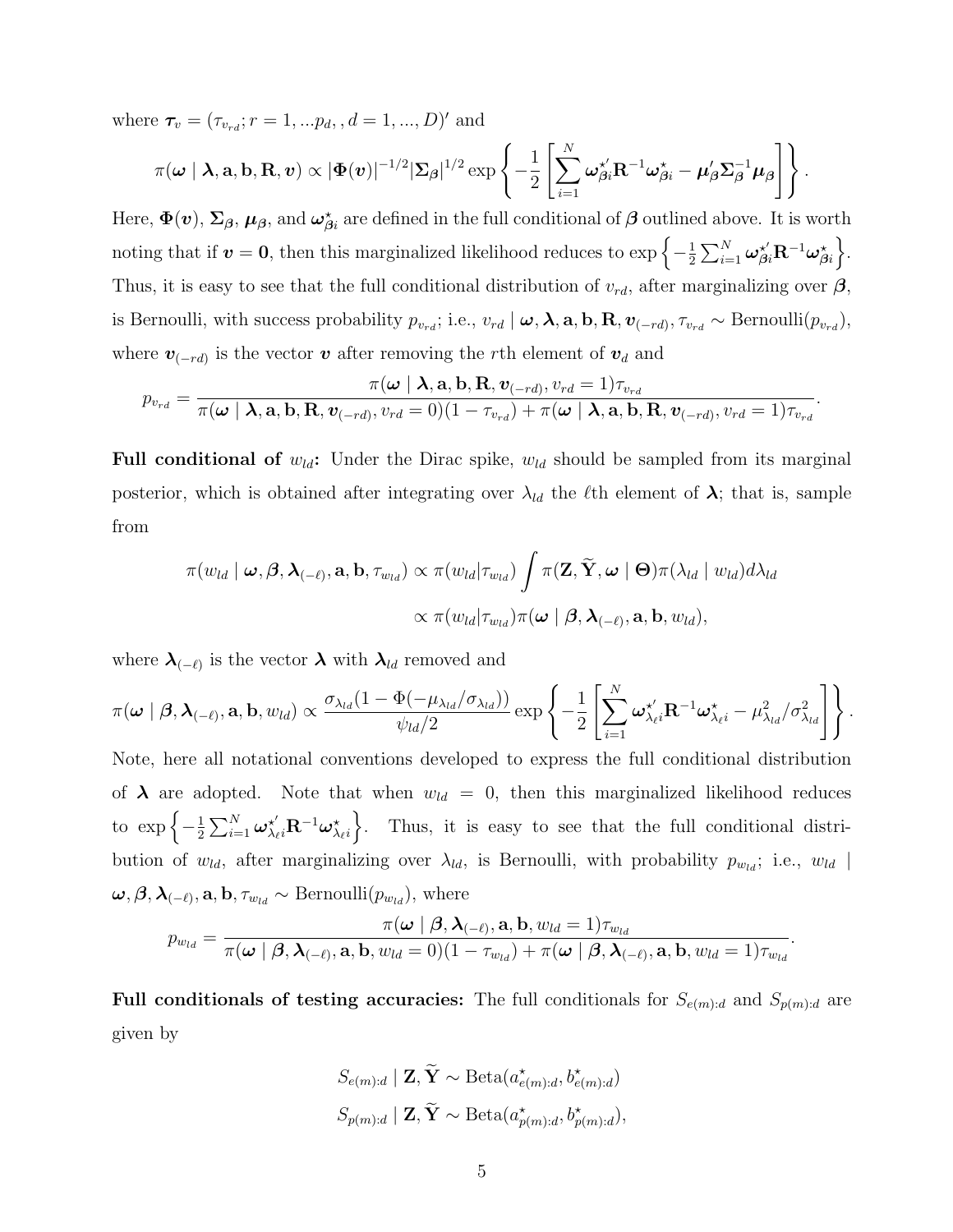where $\boldsymbol{\tau}_v = (\tau_{v_{rd}}; r = 1, ...p_d, , d = 1, ..., D)'$ and

$$\pi(\boldsymbol{\omega} \mid \boldsymbol{\lambda}, \mathbf{a}, \mathbf{b}, \mathbf{R}, \boldsymbol{v}) \propto |\boldsymbol{\Phi}(\boldsymbol{v})|^{-1/2} |\boldsymbol{\Sigma}_{\boldsymbol{\beta}}|^{1/2} \exp\left\{-\frac{1}{2}\left[\sum_{i=1}^{N} \boldsymbol{\omega}_{\boldsymbol{\beta}i}^{\star\prime} \mathbf{R}^{-1} \boldsymbol{\omega}_{\boldsymbol{\beta}i}^{\star} - \boldsymbol{\mu}_{\boldsymbol{\beta}}' \boldsymbol{\Sigma}_{\boldsymbol{\beta}}^{-1} \boldsymbol{\mu}_{\boldsymbol{\beta}}\right]\right\}.$$

Here, $\boldsymbol{\Phi}(\boldsymbol{v})$, $\boldsymbol{\Sigma}_{\boldsymbol{\beta}}$, $\boldsymbol{\mu}_{\boldsymbol{\beta}}$, and $\boldsymbol{\omega}_{\boldsymbol{\beta}i}^{\star}$ are defined in the full conditional of $\boldsymbol{\beta}$ outlined above. It is worth noting that if $\boldsymbol{v} = \mathbf{0}$, then this marginalized likelihood reduces to $\exp\left\{-\frac{1}{2}\sum_{i=1}^{N} \boldsymbol{\omega}_{\boldsymbol{\beta}i}^{\star\prime} \mathbf{R}^{-1} \boldsymbol{\omega}_{\boldsymbol{\beta}i}^{\star}\right\}$. Thus, it is easy to see that the full conditional distribution of $v_{rd}$, after marginalizing over $\boldsymbol{\beta}$, is Bernoulli, with success probability $p_{v_{rd}}$; i.e., $v_{rd} \mid \boldsymbol{\omega}, \boldsymbol{\lambda}, \mathbf{a}, \mathbf{b}, \mathbf{R}, \boldsymbol{v}_{(-rd)}, \tau_{v_{rd}} \sim \text{Bernoulli}(p_{v_{rd}})$, where $\boldsymbol{v}_{(-rd)}$ is the vector $\boldsymbol{v}$ after removing the $r$th element of $\boldsymbol{v}_d$ and

$$p_{v_{rd}} = \frac{\pi(\boldsymbol{\omega} \mid \boldsymbol{\lambda}, \mathbf{a}, \mathbf{b}, \mathbf{R}, \boldsymbol{v}_{(-rd)}, v_{rd} = 1)\tau_{v_{rd}}}{\pi(\boldsymbol{\omega} \mid \boldsymbol{\lambda}, \mathbf{a}, \mathbf{b}, \mathbf{R}, \boldsymbol{v}_{(-rd)}, v_{rd} = 0)(1 - \tau_{v_{rd}}) + \pi(\boldsymbol{\omega} \mid \boldsymbol{\lambda}, \mathbf{a}, \mathbf{b}, \mathbf{R}, \boldsymbol{v}_{(-rd)}, v_{rd} = 1)\tau_{v_{rd}}}.$$

**Full conditional of $w_{ld}$:** Under the Dirac spike, $w_{ld}$ should be sampled from its marginal posterior, which is obtained after integrating over $\lambda_{ld}$ the $\ell$th element of $\boldsymbol{\lambda}$; that is, sample from

$$\begin{aligned}
\pi(w_{ld} \mid \boldsymbol{\omega}, \boldsymbol{\beta}, \boldsymbol{\lambda}_{(-\ell)}, \mathbf{a}, \mathbf{b}, \tau_{w_{ld}}) &\propto \pi(w_{ld} | \tau_{w_{ld}}) \int \pi(\mathbf{Z}, \widetilde{\mathbf{Y}}, \boldsymbol{\omega} \mid \boldsymbol{\Theta}) \pi(\lambda_{ld} \mid w_{ld}) d\lambda_{ld} \\
&\propto \pi(w_{ld} | \tau_{w_{ld}}) \pi(\boldsymbol{\omega} \mid \boldsymbol{\beta}, \boldsymbol{\lambda}_{(-\ell)}, \mathbf{a}, \mathbf{b}, w_{ld}),
\end{aligned}$$

where $\boldsymbol{\lambda}_{(-\ell)}$ is the vector $\boldsymbol{\lambda}$ with $\boldsymbol{\lambda}_{ld}$ removed and

$$\pi(\boldsymbol{\omega} \mid \boldsymbol{\beta}, \boldsymbol{\lambda}_{(-\ell)}, \mathbf{a}, \mathbf{b}, w_{ld}) \propto \frac{\sigma_{\lambda_{ld}}(1 - \Phi(-\mu_{\lambda_{ld}}/\sigma_{\lambda_{ld}}))}{\psi_{ld}/2} \exp\left\{-\frac{1}{2}\left[\sum_{i=1}^{N} \boldsymbol{\omega}_{\lambda_\ell i}^{\star\prime} \mathbf{R}^{-1} \boldsymbol{\omega}_{\lambda_\ell i}^{\star} - \mu_{\lambda_{ld}}^2 / \sigma_{\lambda_{ld}}^2\right]\right\}.$$

Note, here all notational conventions developed to express the full conditional distribution of $\boldsymbol{\lambda}$ are adopted. Note that when $w_{ld} = 0$, then this marginalized likelihood reduces to $\exp\left\{-\frac{1}{2}\sum_{i=1}^{N} \boldsymbol{\omega}_{\lambda_\ell i}^{\star\prime} \mathbf{R}^{-1} \boldsymbol{\omega}_{\lambda_\ell i}^{\star}\right\}$. Thus, it is easy to see that the full conditional distribution of $w_{ld}$, after marginalizing over $\lambda_{ld}$, is Bernoulli, with probability $p_{w_{ld}}$; i.e., $w_{ld} \mid \boldsymbol{\omega}, \boldsymbol{\beta}, \boldsymbol{\lambda}_{(-\ell)}, \mathbf{a}, \mathbf{b}, \tau_{w_{ld}} \sim \text{Bernoulli}(p_{w_{ld}})$, where

$$p_{w_{ld}} = \frac{\pi(\boldsymbol{\omega} \mid \boldsymbol{\beta}, \boldsymbol{\lambda}_{(-\ell)}, \mathbf{a}, \mathbf{b}, w_{ld} = 1)\tau_{w_{ld}}}{\pi(\boldsymbol{\omega} \mid \boldsymbol{\beta}, \boldsymbol{\lambda}_{(-\ell)}, \mathbf{a}, \mathbf{b}, w_{ld} = 0)(1 - \tau_{w_{ld}}) + \pi(\boldsymbol{\omega} \mid \boldsymbol{\beta}, \boldsymbol{\lambda}_{(-\ell)}, \mathbf{a}, \mathbf{b}, w_{ld} = 1)\tau_{w_{ld}}}.$$

**Full conditionals of testing accuracies:** The full conditionals for $S_{e(m):d}$ and $S_{p(m):d}$ are given by

$$\begin{aligned}
S_{e(m):d} \mid \mathbf{Z}, \widetilde{\mathbf{Y}} &\sim \text{Beta}(a_{e(m):d}^{\star}, b_{e(m):d}^{\star}) \\
S_{p(m):d} \mid \mathbf{Z}, \widetilde{\mathbf{Y}} &\sim \text{Beta}(a_{p(m):d}^{\star}, b_{p(m):d}^{\star}),
\end{aligned}$$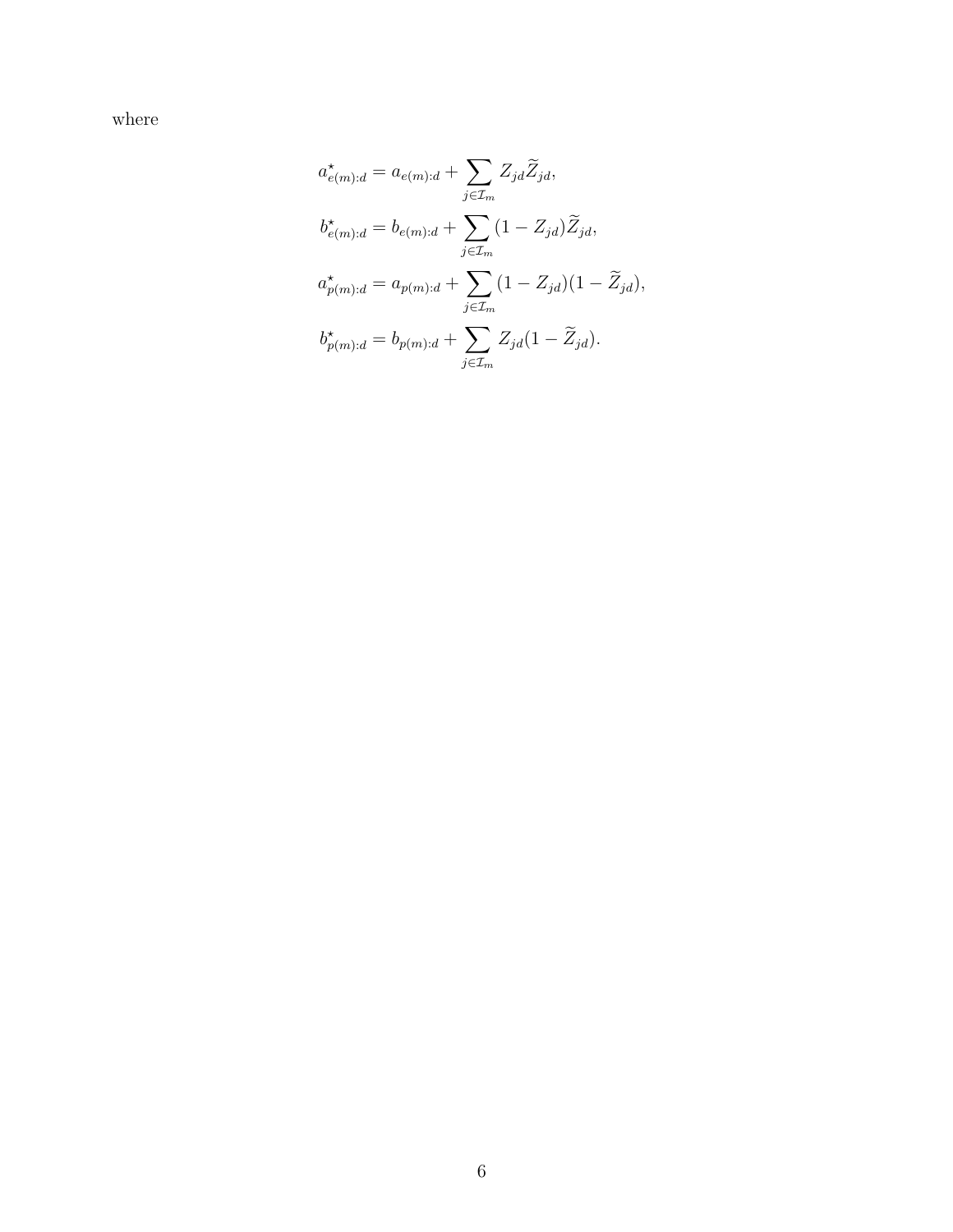where

$$
\begin{aligned}
a^{\star}_{e(m):d} &= a_{e(m):d} + \sum_{j \in \mathcal{I}_m} Z_{jd} \widetilde{Z}_{jd}, \\
b^{\star}_{e(m):d} &= b_{e(m):d} + \sum_{j \in \mathcal{I}_m} (1 - Z_{jd}) \widetilde{Z}_{jd}, \\
a^{\star}_{p(m):d} &= a_{p(m):d} + \sum_{j \in \mathcal{I}_m} (1 - Z_{jd})(1 - \widetilde{Z}_{jd}), \\
b^{\star}_{p(m):d} &= b_{p(m):d} + \sum_{j \in \mathcal{I}_m} Z_{jd} (1 - \widetilde{Z}_{jd}).
\end{aligned}
$$